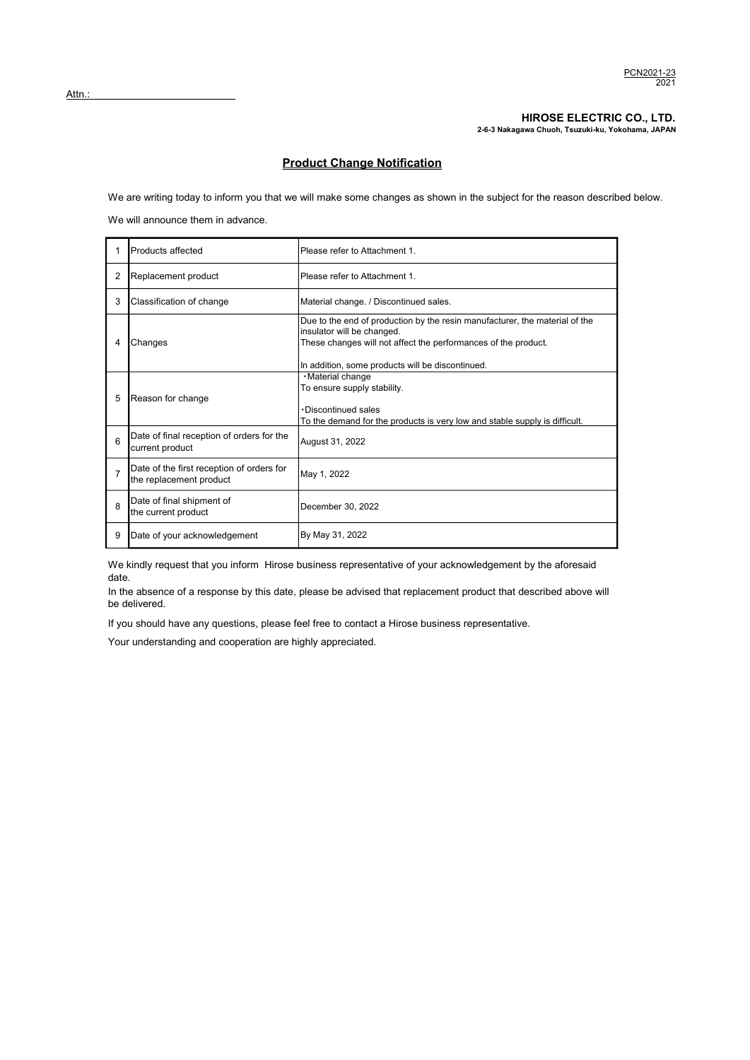PCN2021-23
2021

Attn.:

**HIROSE ELECTRIC CO., LTD.**
**2-6-3 Nakagawa Chuoh, Tsuzuki-ku, Yokohama, JAPAN**

# Product Change Notification

We are writing today to inform you that we will make some changes as shown in the subject for the reason described below.

We will announce them in advance.

| | | |
|---|---|---|
| 1 | Products affected | Please refer to Attachment 1. |
| 2 | Replacement product | Please refer to Attachment 1. |
| 3 | Classification of change | Material change. / Discontinued sales. |
| 4 | Changes | Due to the end of production by the resin manufacturer, the material of the insulator will be changed.<br>These changes will not affect the performances of the product.<br><br>In addition, some products will be discontinued. |
| 5 | Reason for change | ・Material change<br>To ensure supply stability.<br><br>・Discontinued sales<br>To the demand for the products is very low and stable supply is difficult. |
| 6 | Date of final reception of orders for the current product | August 31, 2022 |
| 7 | Date of the first reception of orders for the replacement product | May 1, 2022 |
| 8 | Date of final shipment of the current product | December 30, 2022 |
| 9 | Date of your acknowledgement | By May 31, 2022 |

We kindly request that you inform Hirose business representative of your acknowledgement by the aforesaid date.
In the absence of a response by this date, please be advised that replacement product that described above will be delivered.

If you should have any questions, please feel free to contact a Hirose business representative.

Your understanding and cooperation are highly appreciated.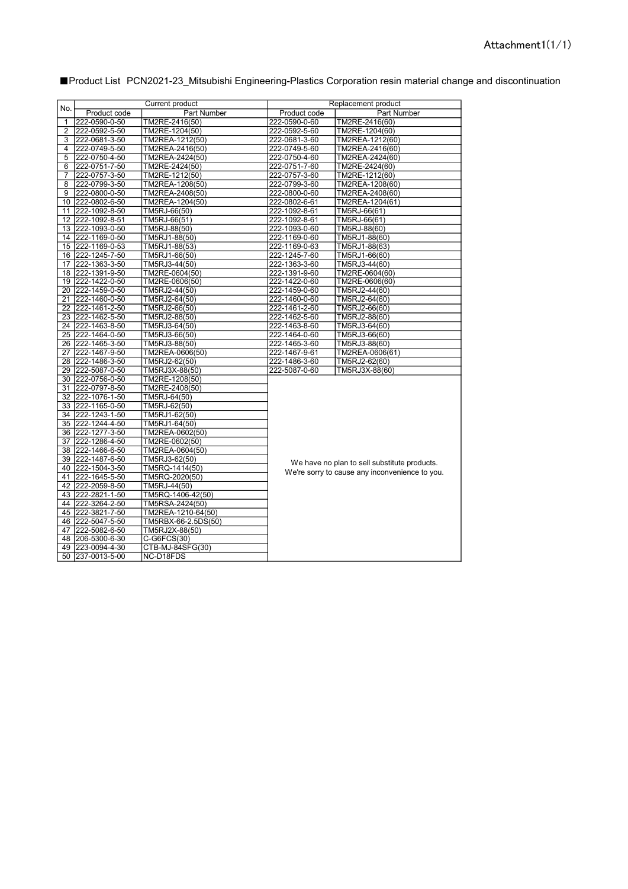Attachment1(1/1)

■Product List PCN2021-23_Mitsubishi Engineering-Plastics Corporation resin material change and discontinuation

| No. | Current product | | Replacement product | |
|---|---|---|---|---|
| | Product code | Part Number | Product code | Part Number |
| 1 | 222-0590-0-50 | TM2RE-2416(50) | 222-0590-0-60 | TM2RE-2416(60) |
| 2 | 222-0592-5-50 | TM2RE-1204(50) | 222-0592-5-60 | TM2RE-1204(60) |
| 3 | 222-0681-3-50 | TM2REA-1212(50) | 222-0681-3-60 | TM2REA-1212(60) |
| 4 | 222-0749-5-50 | TM2REA-2416(50) | 222-0749-5-60 | TM2REA-2416(60) |
| 5 | 222-0750-4-50 | TM2REA-2424(50) | 222-0750-4-60 | TM2REA-2424(60) |
| 6 | 222-0751-7-50 | TM2RE-2424(50) | 222-0751-7-60 | TM2RE-2424(60) |
| 7 | 222-0757-3-50 | TM2RE-1212(50) | 222-0757-3-60 | TM2RE-1212(60) |
| 8 | 222-0799-3-50 | TM2REA-1208(50) | 222-0799-3-60 | TM2REA-1208(60) |
| 9 | 222-0800-0-50 | TM2REA-2408(50) | 222-0800-0-60 | TM2REA-2408(60) |
| 10 | 222-0802-6-50 | TM2REA-1204(50) | 222-0802-6-61 | TM2REA-1204(61) |
| 11 | 222-1092-8-50 | TM5RJ-66(50) | 222-1092-8-61 | TM5RJ-66(61) |
| 12 | 222-1092-8-51 | TM5RJ-66(51) | 222-1092-8-61 | TM5RJ-66(61) |
| 13 | 222-1093-0-50 | TM5RJ-88(50) | 222-1093-0-60 | TM5RJ-88(60) |
| 14 | 222-1169-0-50 | TM5RJ1-88(50) | 222-1169-0-60 | TM5RJ1-88(60) |
| 15 | 222-1169-0-53 | TM5RJ1-88(53) | 222-1169-0-63 | TM5RJ1-88(63) |
| 16 | 222-1245-7-50 | TM5RJ1-66(50) | 222-1245-7-60 | TM5RJ1-66(60) |
| 17 | 222-1363-3-50 | TM5RJ3-44(50) | 222-1363-3-60 | TM5RJ3-44(60) |
| 18 | 222-1391-9-50 | TM2RE-0604(50) | 222-1391-9-60 | TM2RE-0604(60) |
| 19 | 222-1422-0-50 | TM2RE-0606(50) | 222-1422-0-60 | TM2RE-0606(60) |
| 20 | 222-1459-0-50 | TM5RJ2-44(50) | 222-1459-0-60 | TM5RJ2-44(60) |
| 21 | 222-1460-0-50 | TM5RJ2-64(50) | 222-1460-0-60 | TM5RJ2-64(60) |
| 22 | 222-1461-2-50 | TM5RJ2-66(50) | 222-1461-2-60 | TM5RJ2-66(60) |
| 23 | 222-1462-5-50 | TM5RJ2-88(50) | 222-1462-5-60 | TM5RJ2-88(60) |
| 24 | 222-1463-8-50 | TM5RJ3-64(50) | 222-1463-8-60 | TM5RJ3-64(60) |
| 25 | 222-1464-0-50 | TM5RJ3-66(50) | 222-1464-0-60 | TM5RJ3-66(60) |
| 26 | 222-1465-3-50 | TM5RJ3-88(50) | 222-1465-3-60 | TM5RJ3-88(60) |
| 27 | 222-1467-9-50 | TM2REA-0606(50) | 222-1467-9-61 | TM2REA-0606(61) |
| 28 | 222-1486-3-50 | TM5RJ2-62(50) | 222-1486-3-60 | TM5RJ2-62(60) |
| 29 | 222-5087-0-50 | TM5RJ3X-88(50) | 222-5087-0-60 | TM5RJ3X-88(60) |
| 30 | 222-0756-0-50 | TM2RE-1208(50) | We have no plan to sell substitute products. We're sorry to cause any inconvenience to you. | |
| 31 | 222-0797-8-50 | TM2RE-2408(50) | | |
| 32 | 222-1076-1-50 | TM5RJ-64(50) | | |
| 33 | 222-1165-0-50 | TM5RJ-62(50) | | |
| 34 | 222-1243-1-50 | TM5RJ1-62(50) | | |
| 35 | 222-1244-4-50 | TM5RJ1-64(50) | | |
| 36 | 222-1277-3-50 | TM2REA-0602(50) | | |
| 37 | 222-1286-4-50 | TM2RE-0602(50) | | |
| 38 | 222-1466-6-50 | TM2REA-0604(50) | | |
| 39 | 222-1487-6-50 | TM5RJ3-62(50) | | |
| 40 | 222-1504-3-50 | TM5RQ-1414(50) | | |
| 41 | 222-1645-5-50 | TM5RQ-2020(50) | | |
| 42 | 222-2059-8-50 | TM5RJ-44(50) | | |
| 43 | 222-2821-1-50 | TM5RQ-1406-42(50) | | |
| 44 | 222-3264-2-50 | TM5RSA-2424(50) | | |
| 45 | 222-3821-7-50 | TM2REA-1210-64(50) | | |
| 46 | 222-5047-5-50 | TM5RBX-66-2.5DS(50) | | |
| 47 | 222-5082-6-50 | TM5RJ2X-88(50) | | |
| 48 | 206-5300-6-30 | C-G6FCS(30) | | |
| 49 | 223-0094-4-30 | CTB-MJ-84SFG(30) | | |
| 50 | 237-0013-5-00 | NC-D18FDS | | |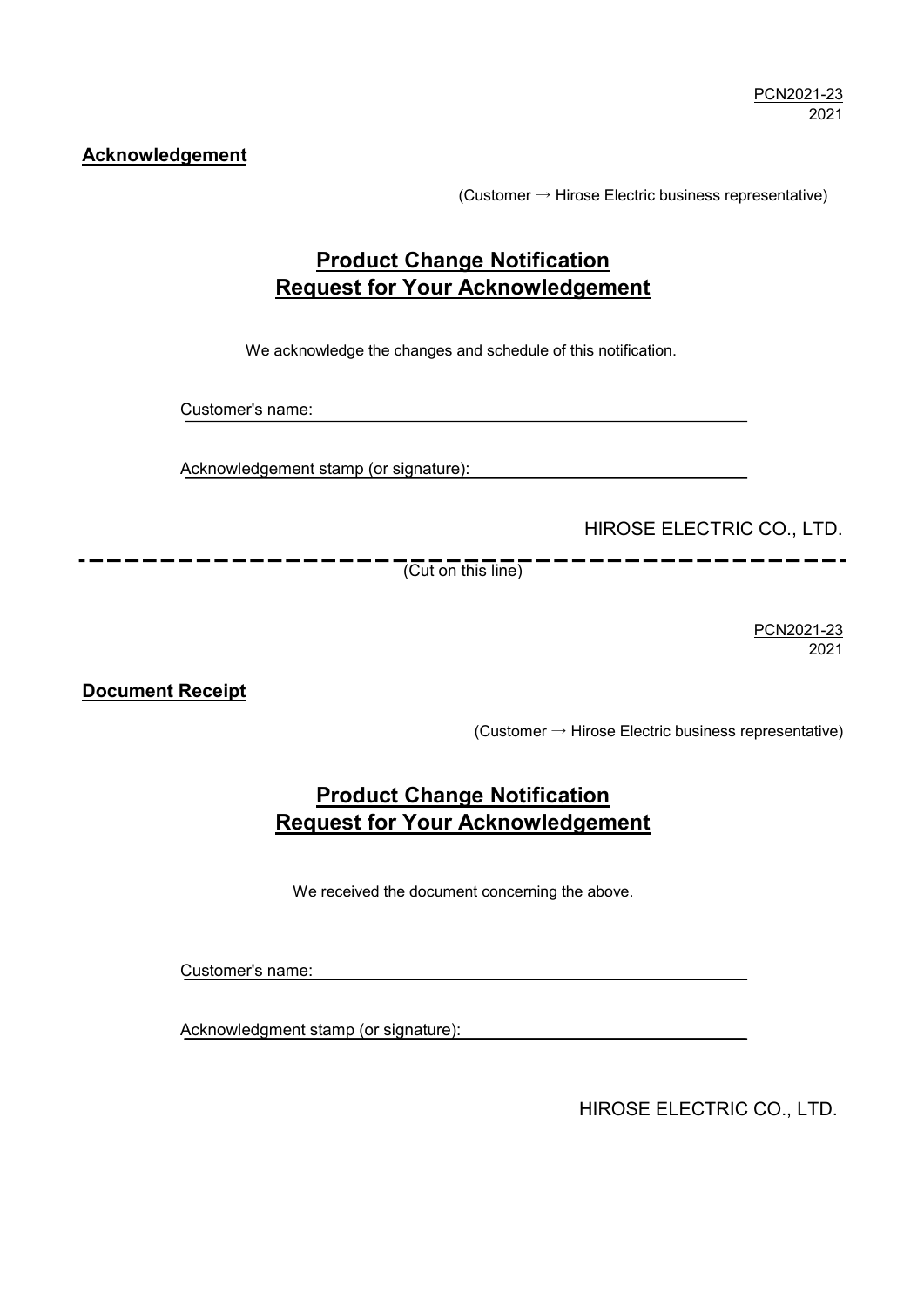PCN2021-23
2021

**Acknowledgement**

(Customer → Hirose Electric business representative)

## Product Change Notification
## Request for Your Acknowledgement

We acknowledge the changes and schedule of this notification.

Customer's name: ______________________________________________

Acknowledgement stamp (or signature): ____________________________

HIROSE ELECTRIC CO., LTD.

- - - - - - - - - - - - - - - - - - - - (Cut on this line) - - - - - - - - - - - - - - - - - - - -

PCN2021-23
2021

**Document Receipt**

(Customer → Hirose Electric business representative)

## Product Change Notification
## Request for Your Acknowledgement

We received the document concerning the above.

Customer's name: ______________________________________________

Acknowledgment stamp (or signature): ____________________________

HIROSE ELECTRIC CO., LTD.